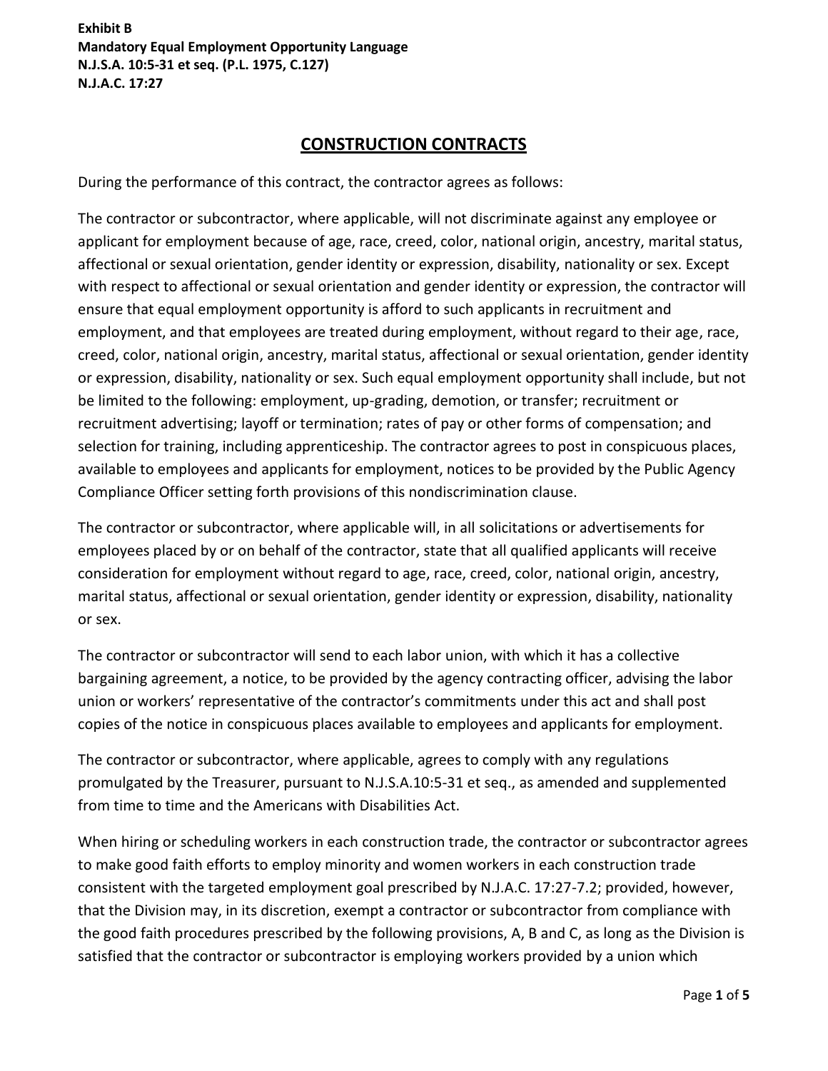**Exhibit B**
**Mandatory Equal Employment Opportunity Language**
**N.J.S.A. 10:5-31 et seq. (P.L. 1975, C.127)**
**N.J.A.C. 17:27**

# CONSTRUCTION CONTRACTS

During the performance of this contract, the contractor agrees as follows:

The contractor or subcontractor, where applicable, will not discriminate against any employee or applicant for employment because of age, race, creed, color, national origin, ancestry, marital status, affectional or sexual orientation, gender identity or expression, disability, nationality or sex. Except with respect to affectional or sexual orientation and gender identity or expression, the contractor will ensure that equal employment opportunity is afford to such applicants in recruitment and employment, and that employees are treated during employment, without regard to their age, race, creed, color, national origin, ancestry, marital status, affectional or sexual orientation, gender identity or expression, disability, nationality or sex. Such equal employment opportunity shall include, but not be limited to the following: employment, up-grading, demotion, or transfer; recruitment or recruitment advertising; layoff or termination; rates of pay or other forms of compensation; and selection for training, including apprenticeship. The contractor agrees to post in conspicuous places, available to employees and applicants for employment, notices to be provided by the Public Agency Compliance Officer setting forth provisions of this nondiscrimination clause.

The contractor or subcontractor, where applicable will, in all solicitations or advertisements for employees placed by or on behalf of the contractor, state that all qualified applicants will receive consideration for employment without regard to age, race, creed, color, national origin, ancestry, marital status, affectional or sexual orientation, gender identity or expression, disability, nationality or sex.

The contractor or subcontractor will send to each labor union, with which it has a collective bargaining agreement, a notice, to be provided by the agency contracting officer, advising the labor union or workers' representative of the contractor's commitments under this act and shall post copies of the notice in conspicuous places available to employees and applicants for employment.

The contractor or subcontractor, where applicable, agrees to comply with any regulations promulgated by the Treasurer, pursuant to N.J.S.A.10:5-31 et seq., as amended and supplemented from time to time and the Americans with Disabilities Act.

When hiring or scheduling workers in each construction trade, the contractor or subcontractor agrees to make good faith efforts to employ minority and women workers in each construction trade consistent with the targeted employment goal prescribed by N.J.A.C. 17:27-7.2; provided, however, that the Division may, in its discretion, exempt a contractor or subcontractor from compliance with the good faith procedures prescribed by the following provisions, A, B and C, as long as the Division is satisfied that the contractor or subcontractor is employing workers provided by a union which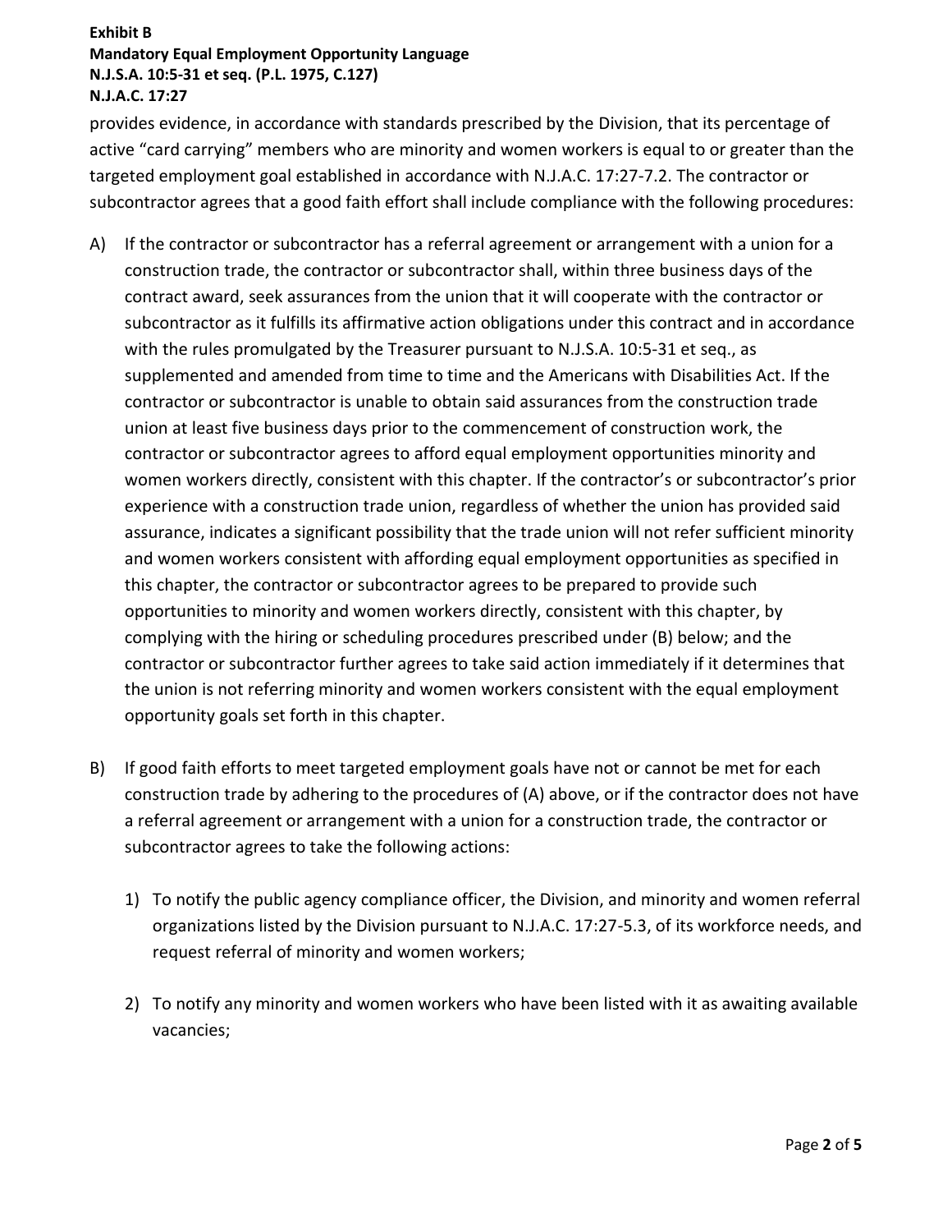provides evidence, in accordance with standards prescribed by the Division, that its percentage of active "card carrying" members who are minority and women workers is equal to or greater than the targeted employment goal established in accordance with N.J.A.C. 17:27-7.2. The contractor or subcontractor agrees that a good faith effort shall include compliance with the following procedures:

A) If the contractor or subcontractor has a referral agreement or arrangement with a union for a construction trade, the contractor or subcontractor shall, within three business days of the contract award, seek assurances from the union that it will cooperate with the contractor or subcontractor as it fulfills its affirmative action obligations under this contract and in accordance with the rules promulgated by the Treasurer pursuant to N.J.S.A. 10:5-31 et seq., as supplemented and amended from time to time and the Americans with Disabilities Act. If the contractor or subcontractor is unable to obtain said assurances from the construction trade union at least five business days prior to the commencement of construction work, the contractor or subcontractor agrees to afford equal employment opportunities minority and women workers directly, consistent with this chapter. If the contractor's or subcontractor's prior experience with a construction trade union, regardless of whether the union has provided said assurance, indicates a significant possibility that the trade union will not refer sufficient minority and women workers consistent with affording equal employment opportunities as specified in this chapter, the contractor or subcontractor agrees to be prepared to provide such opportunities to minority and women workers directly, consistent with this chapter, by complying with the hiring or scheduling procedures prescribed under (B) below; and the contractor or subcontractor further agrees to take said action immediately if it determines that the union is not referring minority and women workers consistent with the equal employment opportunity goals set forth in this chapter.

B) If good faith efforts to meet targeted employment goals have not or cannot be met for each construction trade by adhering to the procedures of (A) above, or if the contractor does not have a referral agreement or arrangement with a union for a construction trade, the contractor or subcontractor agrees to take the following actions:

   1) To notify the public agency compliance officer, the Division, and minority and women referral organizations listed by the Division pursuant to N.J.A.C. 17:27-5.3, of its workforce needs, and request referral of minority and women workers;

   2) To notify any minority and women workers who have been listed with it as awaiting available vacancies;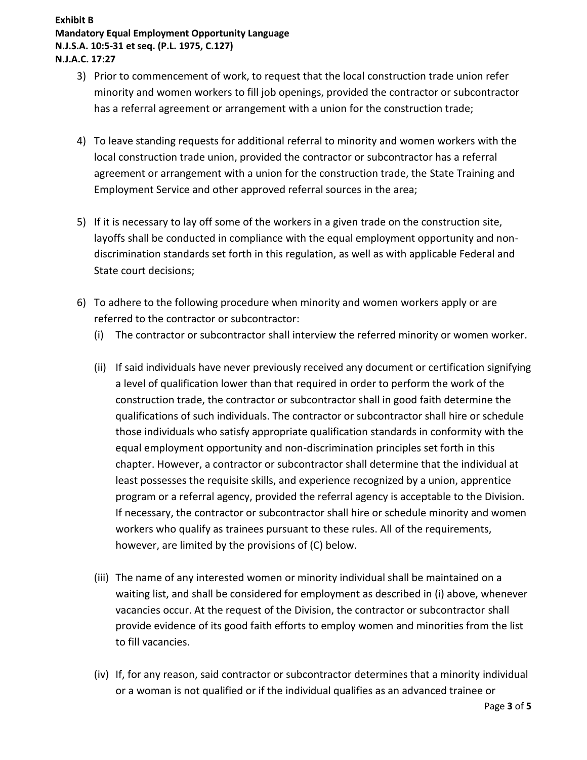**Exhibit B**
**Mandatory Equal Employment Opportunity Language**
**N.J.S.A. 10:5-31 et seq. (P.L. 1975, C.127)**
**N.J.A.C. 17:27**

3) Prior to commencement of work, to request that the local construction trade union refer minority and women workers to fill job openings, provided the contractor or subcontractor has a referral agreement or arrangement with a union for the construction trade;

4) To leave standing requests for additional referral to minority and women workers with the local construction trade union, provided the contractor or subcontractor has a referral agreement or arrangement with a union for the construction trade, the State Training and Employment Service and other approved referral sources in the area;

5) If it is necessary to lay off some of the workers in a given trade on the construction site, layoffs shall be conducted in compliance with the equal employment opportunity and non-discrimination standards set forth in this regulation, as well as with applicable Federal and State court decisions;

6) To adhere to the following procedure when minority and women workers apply or are referred to the contractor or subcontractor:

   (i) The contractor or subcontractor shall interview the referred minority or women worker.

   (ii) If said individuals have never previously received any document or certification signifying a level of qualification lower than that required in order to perform the work of the construction trade, the contractor or subcontractor shall in good faith determine the qualifications of such individuals. The contractor or subcontractor shall hire or schedule those individuals who satisfy appropriate qualification standards in conformity with the equal employment opportunity and non-discrimination principles set forth in this chapter. However, a contractor or subcontractor shall determine that the individual at least possesses the requisite skills, and experience recognized by a union, apprentice program or a referral agency, provided the referral agency is acceptable to the Division. If necessary, the contractor or subcontractor shall hire or schedule minority and women workers who qualify as trainees pursuant to these rules. All of the requirements, however, are limited by the provisions of (C) below.

   (iii) The name of any interested women or minority individual shall be maintained on a waiting list, and shall be considered for employment as described in (i) above, whenever vacancies occur. At the request of the Division, the contractor or subcontractor shall provide evidence of its good faith efforts to employ women and minorities from the list to fill vacancies.

   (iv) If, for any reason, said contractor or subcontractor determines that a minority individual or a woman is not qualified or if the individual qualifies as an advanced trainee or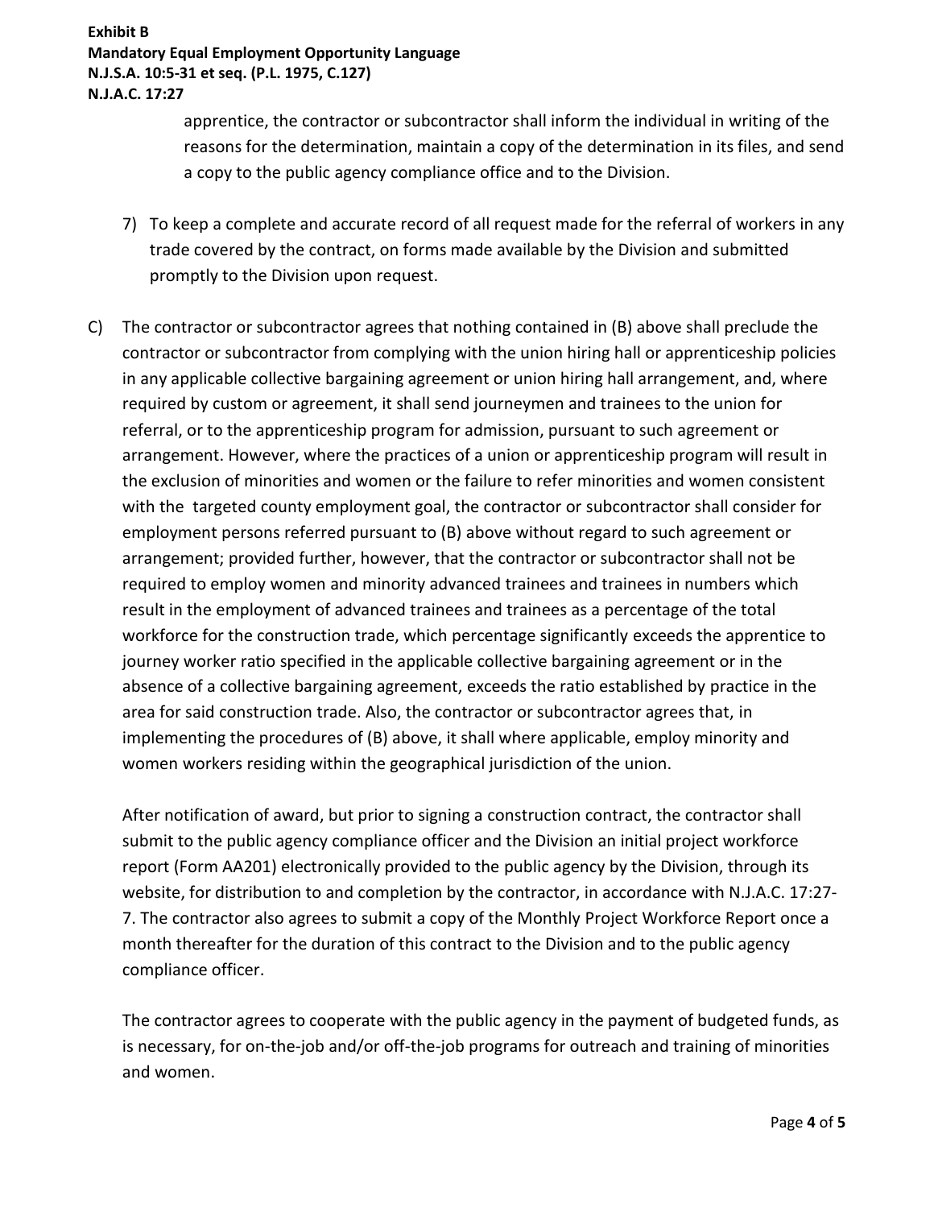apprentice, the contractor or subcontractor shall inform the individual in writing of the reasons for the determination, maintain a copy of the determination in its files, and send a copy to the public agency compliance office and to the Division.

7) To keep a complete and accurate record of all request made for the referral of workers in any trade covered by the contract, on forms made available by the Division and submitted promptly to the Division upon request.

C) The contractor or subcontractor agrees that nothing contained in (B) above shall preclude the contractor or subcontractor from complying with the union hiring hall or apprenticeship policies in any applicable collective bargaining agreement or union hiring hall arrangement, and, where required by custom or agreement, it shall send journeymen and trainees to the union for referral, or to the apprenticeship program for admission, pursuant to such agreement or arrangement. However, where the practices of a union or apprenticeship program will result in the exclusion of minorities and women or the failure to refer minorities and women consistent with the targeted county employment goal, the contractor or subcontractor shall consider for employment persons referred pursuant to (B) above without regard to such agreement or arrangement; provided further, however, that the contractor or subcontractor shall not be required to employ women and minority advanced trainees and trainees in numbers which result in the employment of advanced trainees and trainees as a percentage of the total workforce for the construction trade, which percentage significantly exceeds the apprentice to journey worker ratio specified in the applicable collective bargaining agreement or in the absence of a collective bargaining agreement, exceeds the ratio established by practice in the area for said construction trade. Also, the contractor or subcontractor agrees that, in implementing the procedures of (B) above, it shall where applicable, employ minority and women workers residing within the geographical jurisdiction of the union.

After notification of award, but prior to signing a construction contract, the contractor shall submit to the public agency compliance officer and the Division an initial project workforce report (Form AA201) electronically provided to the public agency by the Division, through its website, for distribution to and completion by the contractor, in accordance with N.J.A.C. 17:27-7. The contractor also agrees to submit a copy of the Monthly Project Workforce Report once a month thereafter for the duration of this contract to the Division and to the public agency compliance officer.

The contractor agrees to cooperate with the public agency in the payment of budgeted funds, as is necessary, for on-the-job and/or off-the-job programs for outreach and training of minorities and women.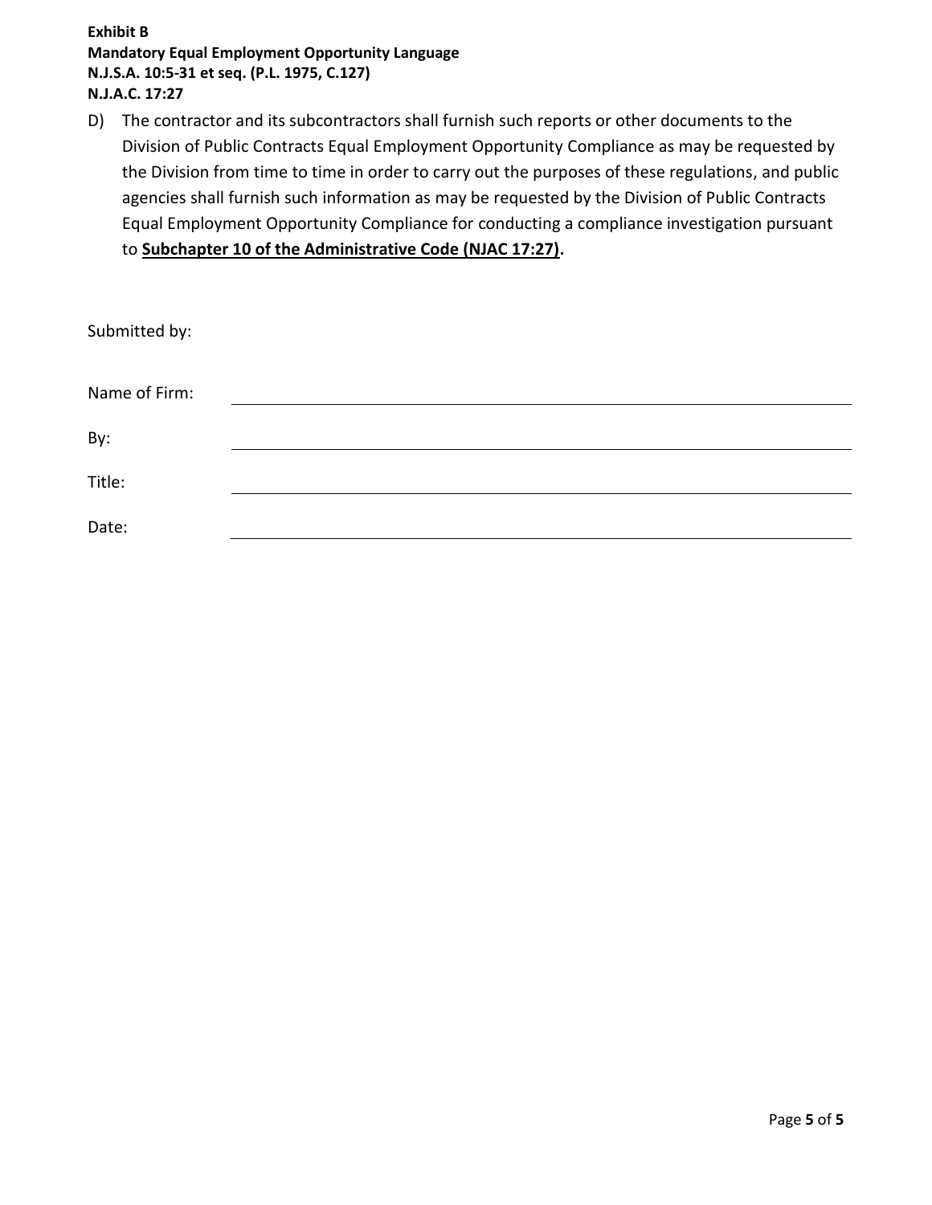**Exhibit B**
**Mandatory Equal Employment Opportunity Language**
**N.J.S.A. 10:5-31 et seq. (P.L. 1975, C.127)**
**N.J.A.C. 17:27**

D) The contractor and its subcontractors shall furnish such reports or other documents to the Division of Public Contracts Equal Employment Opportunity Compliance as may be requested by the Division from time to time in order to carry out the purposes of these regulations, and public agencies shall furnish such information as may be requested by the Division of Public Contracts Equal Employment Opportunity Compliance for conducting a compliance investigation pursuant to **Subchapter 10 of the Administrative Code (NJAC 17:27).**

Submitted by:

Name of Firm: \_\_\_\_\_\_\_\_\_\_\_\_\_\_\_\_\_\_\_\_\_\_\_\_\_\_\_\_\_\_\_\_\_\_\_\_\_\_\_\_

By: \_\_\_\_\_\_\_\_\_\_\_\_\_\_\_\_\_\_\_\_\_\_\_\_\_\_\_\_\_\_\_\_\_\_\_\_\_\_\_\_

Title: \_\_\_\_\_\_\_\_\_\_\_\_\_\_\_\_\_\_\_\_\_\_\_\_\_\_\_\_\_\_\_\_\_\_\_\_\_\_\_\_

Date: \_\_\_\_\_\_\_\_\_\_\_\_\_\_\_\_\_\_\_\_\_\_\_\_\_\_\_\_\_\_\_\_\_\_\_\_\_\_\_\_